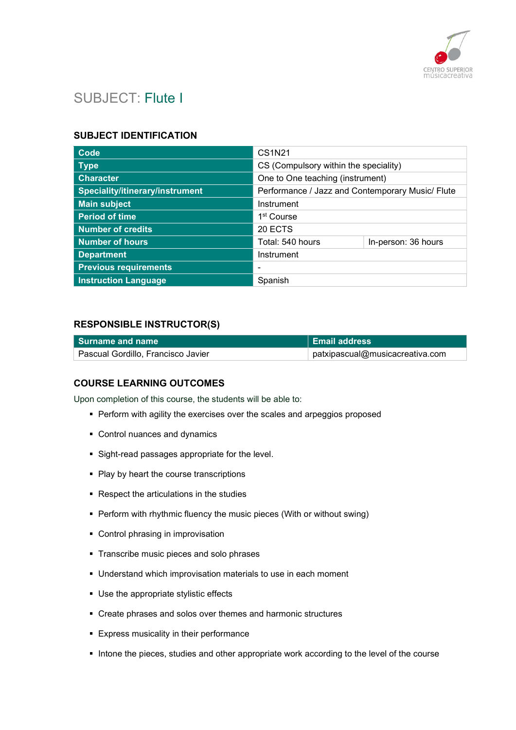# SUBJECT: Flute I

## SUBJECT IDENTIFICATION

| Code | CS1N21 | |
|---|---|---|
| Type | CS (Compulsory within the speciality) | |
| Character | One to One teaching (instrument) | |
| Speciality/itinerary/instrument | Performance / Jazz and Contemporary Music/ Flute | |
| Main subject | Instrument | |
| Period of time | 1st Course | |
| Number of credits | 20 ECTS | |
| Number of hours | Total: 540 hours | In-person: 36 hours |
| Department | Instrument | |
| Previous requirements | - | |
| Instruction Language | Spanish | |

## RESPONSIBLE INSTRUCTOR(S)

| Surname and name | Email address |
|---|---|
| Pascual Gordillo, Francisco Javier | patxipascual@musicacreativa.com |

## COURSE LEARNING OUTCOMES

Upon completion of this course, the students will be able to:

- Perform with agility the exercises over the scales and arpeggios proposed
- Control nuances and dynamics
- Sight-read passages appropriate for the level.
- Play by heart the course transcriptions
- Respect the articulations in the studies
- Perform with rhythmic fluency the music pieces (With or without swing)
- Control phrasing in improvisation
- Transcribe music pieces and solo phrases
- Understand which improvisation materials to use in each moment
- Use the appropriate stylistic effects
- Create phrases and solos over themes and harmonic structures
- Express musicality in their performance
- Intone the pieces, studies and other appropriate work according to the level of the course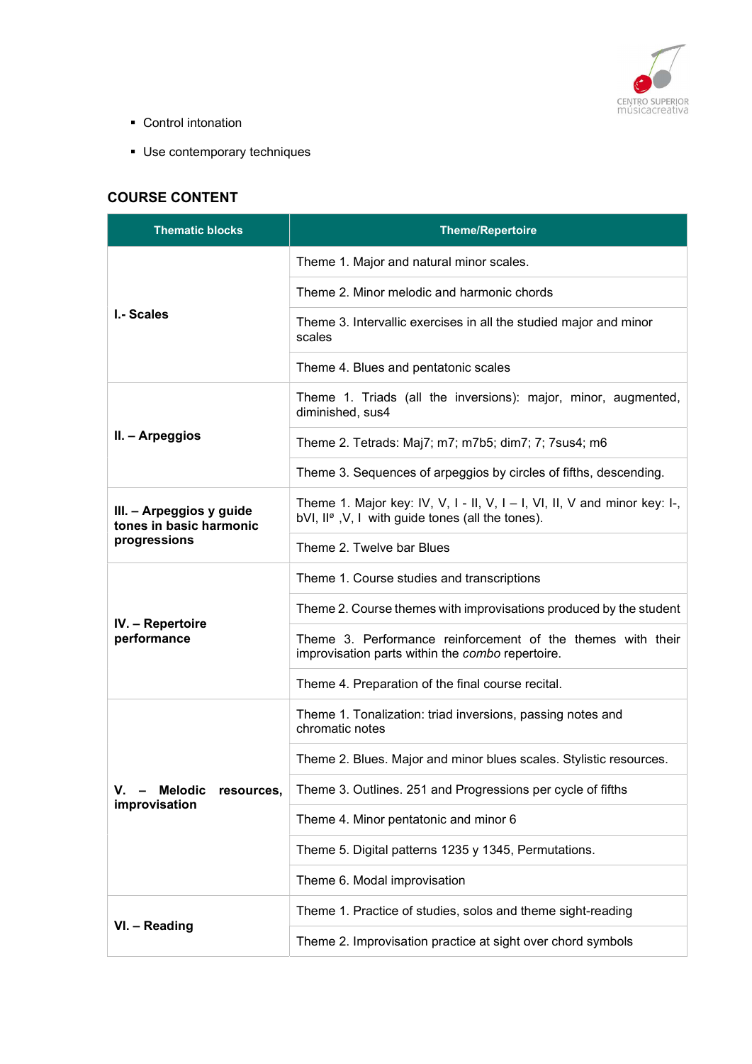- Control intonation
- Use contemporary techniques

## COURSE CONTENT

| Thematic blocks | Theme/Repertoire |
|---|---|
| **I.- Scales** | Theme 1. Major and natural minor scales. |
| | Theme 2. Minor melodic and harmonic chords |
| | Theme 3. Intervallic exercises in all the studied major and minor scales |
| | Theme 4. Blues and pentatonic scales |
| **II. – Arpeggios** | Theme 1. Triads (all the inversions): major, minor, augmented, diminished, sus4 |
| | Theme 2. Tetrads: Maj7; m7; m7b5; dim7; 7; 7sus4; m6 |
| | Theme 3. Sequences of arpeggios by circles of fifths, descending. |
| **III. – Arpeggios y guide tones in basic harmonic progressions** | Theme 1. Major key: IV, V, I - II, V, I – I, VI, II, V and minor key: I-, bVI, IIᵒ ,V, I with guide tones (all the tones). |
| | Theme 2. Twelve bar Blues |
| **IV. – Repertoire performance** | Theme 1. Course studies and transcriptions |
| | Theme 2. Course themes with improvisations produced by the student |
| | Theme 3. Performance reinforcement of the themes with their improvisation parts within the *combo* repertoire. |
| | Theme 4. Preparation of the final course recital. |
| **V. – Melodic resources, improvisation** | Theme 1. Tonalization: triad inversions, passing notes and chromatic notes |
| | Theme 2. Blues. Major and minor blues scales. Stylistic resources. |
| | Theme 3. Outlines. 251 and Progressions per cycle of fifths |
| | Theme 4. Minor pentatonic and minor 6 |
| | Theme 5. Digital patterns 1235 y 1345, Permutations. |
| | Theme 6. Modal improvisation |
| **VI. – Reading** | Theme 1. Practice of studies, solos and theme sight-reading |
| | Theme 2. Improvisation practice at sight over chord symbols |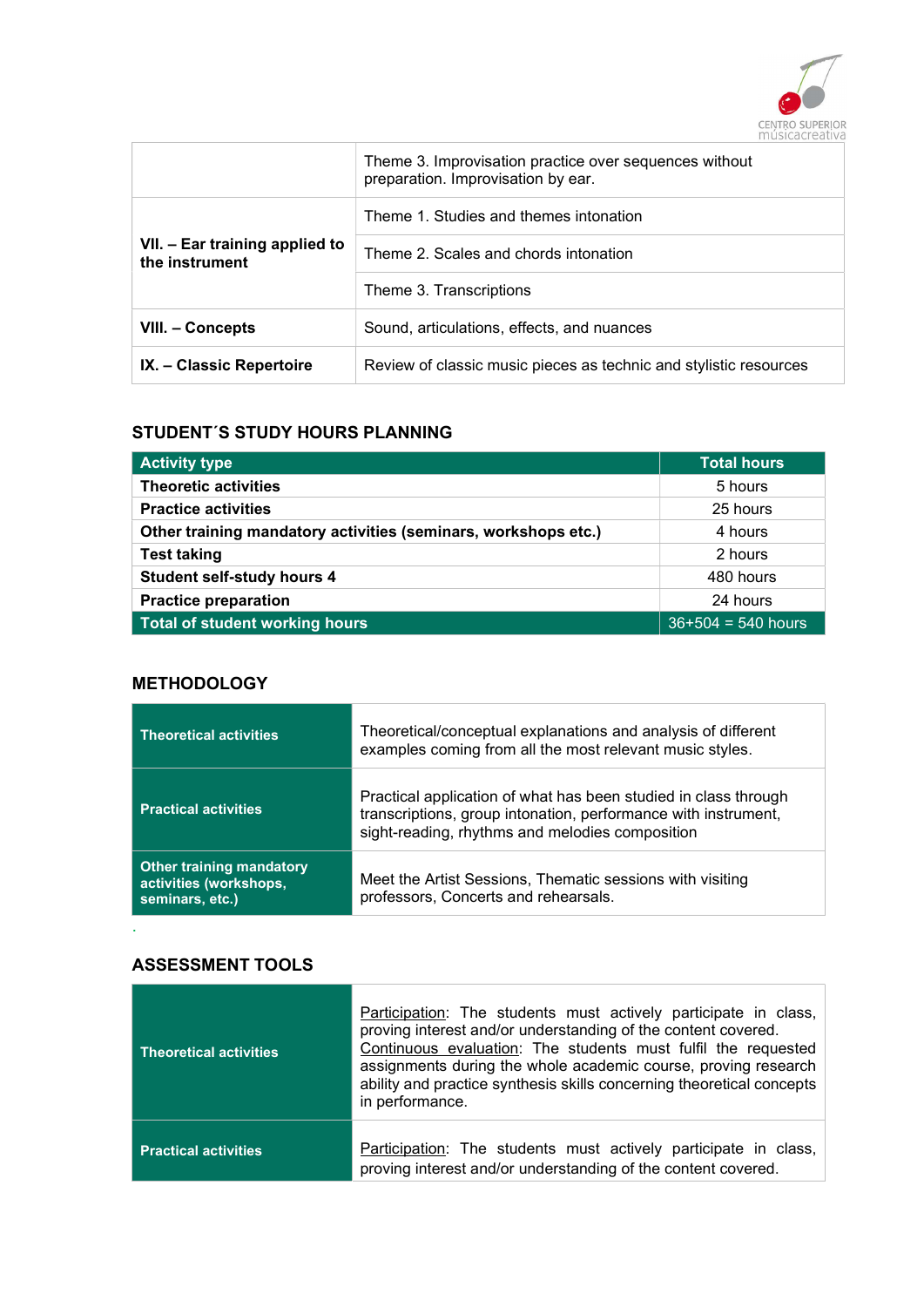| | |
|---|---|
| | Theme 3. Improvisation practice over sequences without preparation. Improvisation by ear. |
| **VII. – Ear training applied to the instrument** | Theme 1. Studies and themes intonation |
| | Theme 2. Scales and chords intonation |
| | Theme 3. Transcriptions |
| **VIII. – Concepts** | Sound, articulations, effects, and nuances |
| **IX. – Classic Repertoire** | Review of classic music pieces as technic and stylistic resources |

## STUDENT´S STUDY HOURS PLANNING

| Activity type | Total hours |
|---|---|
| **Theoretic activities** | 5 hours |
| **Practice activities** | 25 hours |
| **Other training mandatory activities (seminars, workshops etc.)** | 4 hours |
| **Test taking** | 2 hours |
| **Student self-study hours 4** | 480 hours |
| **Practice preparation** | 24 hours |
| **Total of student working hours** | 36+504 = 540 hours |

## METHODOLOGY

| | |
|---|---|
| **Theoretical activities** | Theoretical/conceptual explanations and analysis of different examples coming from all the most relevant music styles. |
| **Practical activities** | Practical application of what has been studied in class through transcriptions, group intonation, performance with instrument, sight-reading, rhythms and melodies composition |
| **Other training mandatory activities (workshops, seminars, etc.)** | Meet the Artist Sessions, Thematic sessions with visiting professors, Concerts and rehearsals. |

## ASSESSMENT TOOLS

| | |
|---|---|
| **Theoretical activities** | Participation: The students must actively participate in class, proving interest and/or understanding of the content covered. Continuous evaluation: The students must fulfil the requested assignments during the whole academic course, proving research ability and practice synthesis skills concerning theoretical concepts in performance. |
| **Practical activities** | Participation: The students must actively participate in class, proving interest and/or understanding of the content covered. |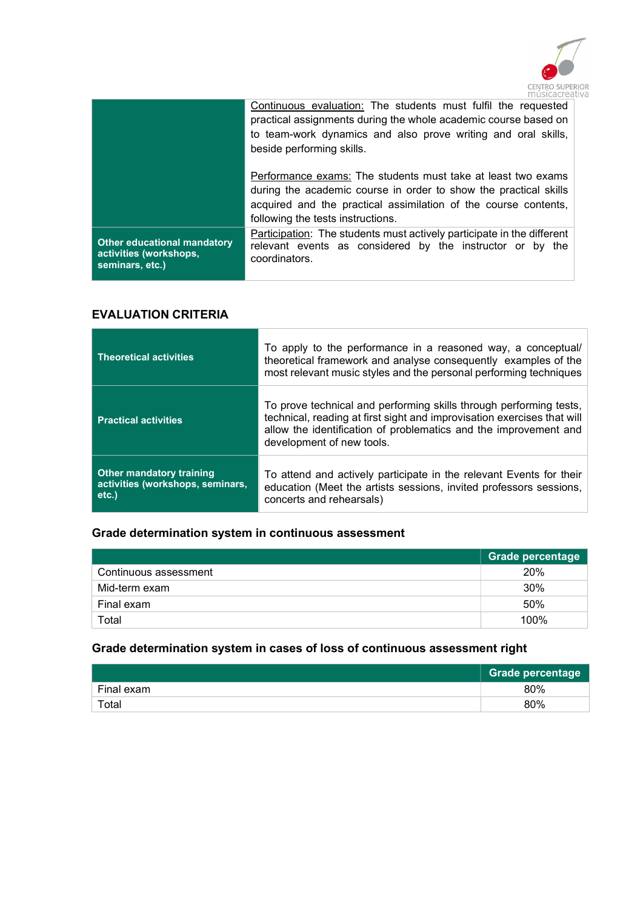| | |
|---|---|
| | Continuous evaluation: The students must fulfil the requested practical assignments during the whole academic course based on to team-work dynamics and also prove writing and oral skills, beside performing skills.<br><br>Performance exams: The students must take at least two exams during the academic course in order to show the practical skills acquired and the practical assimilation of the course contents, following the tests instructions. |
| **Other educational mandatory activities (workshops, seminars, etc.)** | Participation: The students must actively participate in the different relevant events as considered by the instructor or by the coordinators. |

## EVALUATION CRITERIA

| | |
|---|---|
| **Theoretical activities** | To apply to the performance in a reasoned way, a conceptual/ theoretical framework and analyse consequently examples of the most relevant music styles and the personal performing techniques |
| **Practical activities** | To prove technical and performing skills through performing tests, technical, reading at first sight and improvisation exercises that will allow the identification of problematics and the improvement and development of new tools. |
| **Other mandatory training activities (workshops, seminars, etc.)** | To attend and actively participate in the relevant Events for their education (Meet the artists sessions, invited professors sessions, concerts and rehearsals) |

### Grade determination system in continuous assessment

| | Grade percentage |
|---|---|
| Continuous assessment | 20% |
| Mid-term exam | 30% |
| Final exam | 50% |
| Total | 100% |

### Grade determination system in cases of loss of continuous assessment right

| | Grade percentage |
|---|---|
| Final exam | 80% |
| Total | 80% |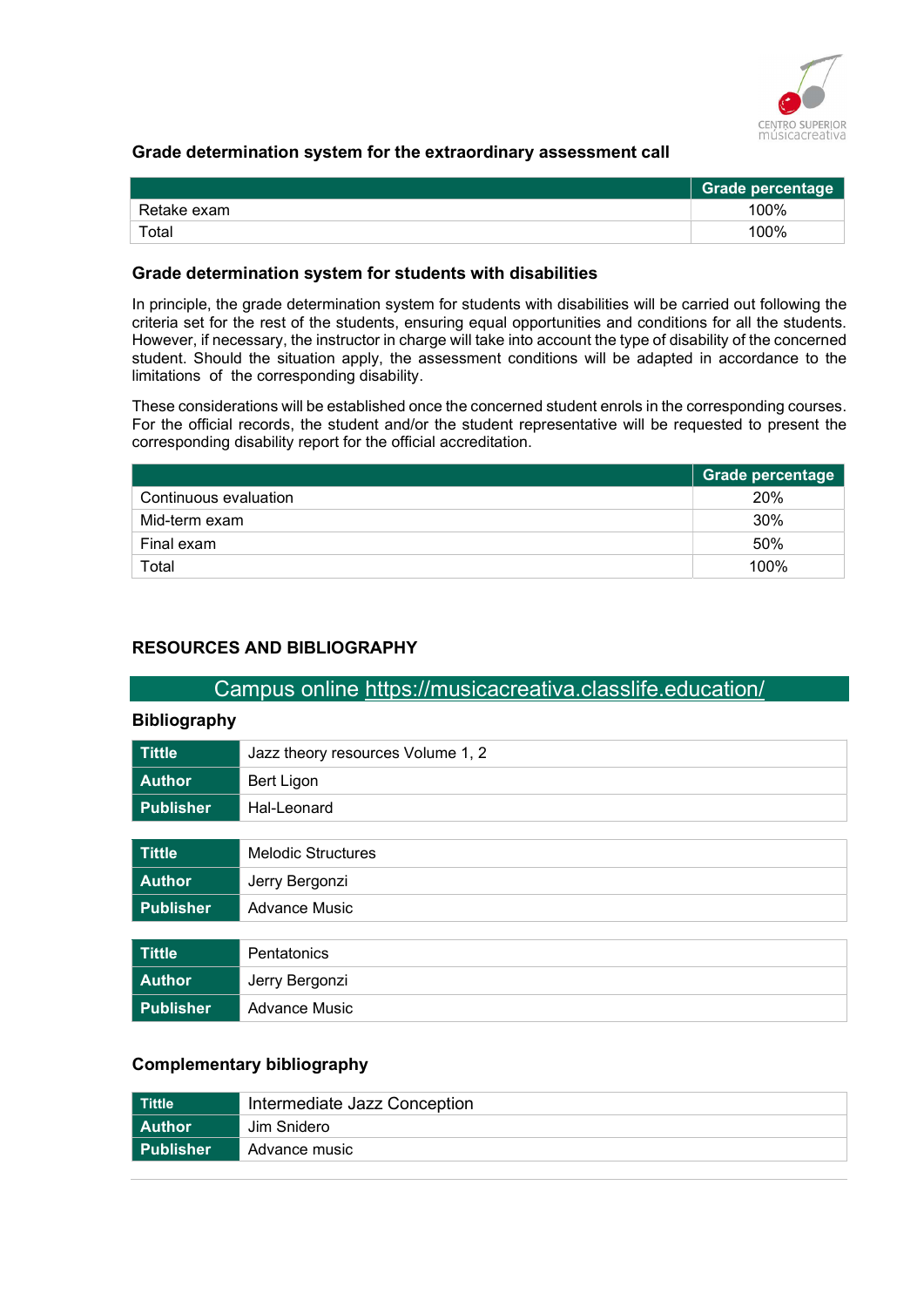### Grade determination system for the extraordinary assessment call

| | Grade percentage |
|---|---|
| Retake exam | 100% |
| Total | 100% |

### Grade determination system for students with disabilities

In principle, the grade determination system for students with disabilities will be carried out following the criteria set for the rest of the students, ensuring equal opportunities and conditions for all the students. However, if necessary, the instructor in charge will take into account the type of disability of the concerned student. Should the situation apply, the assessment conditions will be adapted in accordance to the limitations of the corresponding disability.

These considerations will be established once the concerned student enrols in the corresponding courses. For the official records, the student and/or the student representative will be requested to present the corresponding disability report for the official accreditation.

| | Grade percentage |
|---|---|
| Continuous evaluation | 20% |
| Mid-term exam | 30% |
| Final exam | 50% |
| Total | 100% |

## RESOURCES AND BIBLIOGRAPHY

Campus online https://musicacreativa.classlife.education/

### Bibliography

| | |
|---|---|
| **Tittle** | Jazz theory resources Volume 1, 2 |
| **Author** | Bert Ligon |
| **Publisher** | Hal-Leonard |

| | |
|---|---|
| **Tittle** | Melodic Structures |
| **Author** | Jerry Bergonzi |
| **Publisher** | Advance Music |

| | |
|---|---|
| **Tittle** | Pentatonics |
| **Author** | Jerry Bergonzi |
| **Publisher** | Advance Music |

### Complementary bibliography

| | |
|---|---|
| **Tittle** | Intermediate Jazz Conception |
| **Author** | Jim Snidero |
| **Publisher** | Advance music |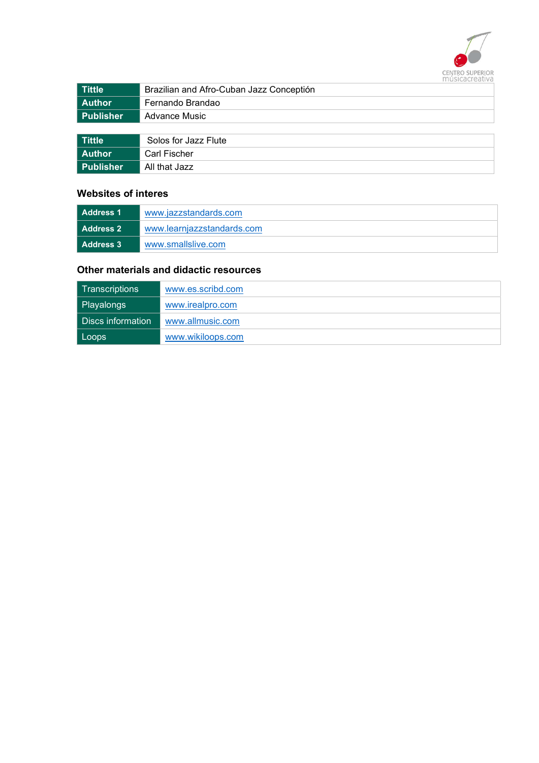| | |
|---|---|
| **Tittle** | Brazilian and Afro-Cuban Jazz Conceptión |
| **Author** | Fernando Brandao |
| **Publisher** | Advance Music |

| | |
|---|---|
| **Tittle** | Solos for Jazz Flute |
| **Author** | Carl Fischer |
| **Publisher** | All that Jazz |

### Websites of interes

| | |
|---|---|
| **Address 1** | www.jazzstandards.com |
| **Address 2** | www.learnjazzstandards.com |
| **Address 3** | www.smallslive.com |

### Other materials and didactic resources

| | |
|---|---|
| Transcriptions | www.es.scribd.com |
| Playalongs | www.irealpro.com |
| Discs information | www.allmusic.com |
| Loops | www.wikiloops.com |